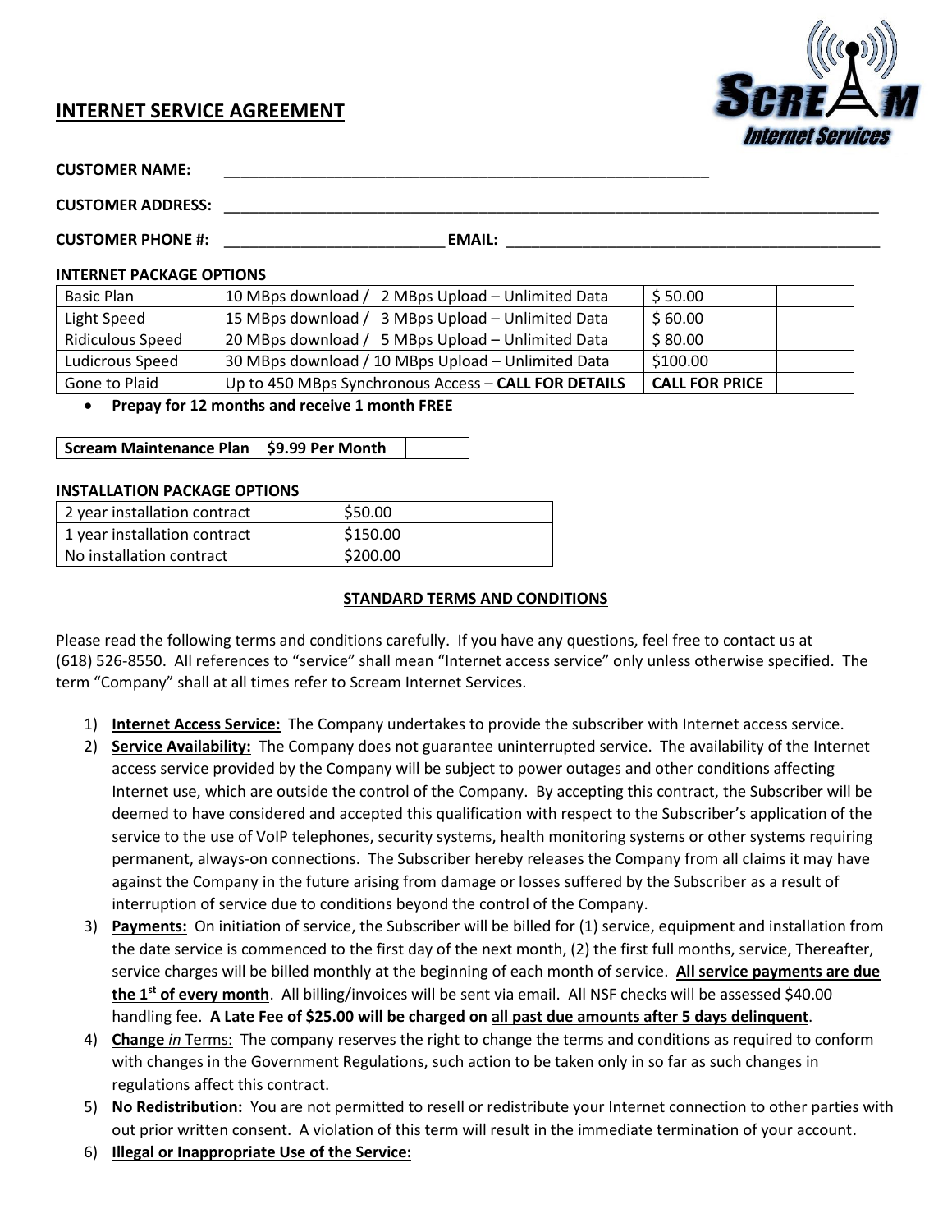## INTERNET SERVICE AGREEMENT

**CUSTOMER NAME:** ____________________________________________________________

**CUSTOMER ADDRESS:** ____________________________________________________________________________________

**CUSTOMER PHONE #:** __________________________ **EMAIL:** ______________________________________________

**INTERNET PACKAGE OPTIONS**

| | | | |
|---|---|---|---|
| Basic Plan | 10 MBps download / 2 MBps Upload – Unlimited Data | $ 50.00 | |
| Light Speed | 15 MBps download / 3 MBps Upload – Unlimited Data | $ 60.00 | |
| Ridiculous Speed | 20 MBps download / 5 MBps Upload – Unlimited Data | $ 80.00 | |
| Ludicrous Speed | 30 MBps download / 10 MBps Upload – Unlimited Data | $100.00 | |
| Gone to Plaid | Up to 450 MBps Synchronous Access – **CALL FOR DETAILS** | **CALL FOR PRICE** | |

- **Prepay for 12 months and receive 1 month FREE**

| | | |
|---|---|---|
| **Scream Maintenance Plan** | **$9.99 Per Month** | |

**INSTALLATION PACKAGE OPTIONS**

| | | |
|---|---|---|
| 2 year installation contract | $50.00 | |
| 1 year installation contract | $150.00 | |
| No installation contract | $200.00 | |

**<u>STANDARD TERMS AND CONDITIONS</u>**

Please read the following terms and conditions carefully. If you have any questions, feel free to contact us at (618) 526-8550. All references to "service" shall mean "Internet access service" only unless otherwise specified. The term "Company" shall at all times refer to Scream Internet Services.

1) **<u>Internet Access Service:</u>** The Company undertakes to provide the subscriber with Internet access service.
2) **<u>Service Availability:</u>** The Company does not guarantee uninterrupted service. The availability of the Internet access service provided by the Company will be subject to power outages and other conditions affecting Internet use, which are outside the control of the Company. By accepting this contract, the Subscriber will be deemed to have considered and accepted this qualification with respect to the Subscriber's application of the service to the use of VoIP telephones, security systems, health monitoring systems or other systems requiring permanent, always-on connections. The Subscriber hereby releases the Company from all claims it may have against the Company in the future arising from damage or losses suffered by the Subscriber as a result of interruption of service due to conditions beyond the control of the Company.
3) **<u>Payments:</u>** On initiation of service, the Subscriber will be billed for (1) service, equipment and installation from the date service is commenced to the first day of the next month, (2) the first full months, service, Thereafter, service charges will be billed monthly at the beginning of each month of service. **<u>All service payments are due the 1st of every month</u>**. All billing/invoices will be sent via email. All NSF checks will be assessed $40.00 handling fee. **A Late Fee of $25.00 will be charged on <u>all past due amounts after 5 days delinquent</u>**.
4) <u>**Change** *in* Terms:</u> The company reserves the right to change the terms and conditions as required to conform with changes in the Government Regulations, such action to be taken only in so far as such changes in regulations affect this contract.
5) **<u>No Redistribution:</u>** You are not permitted to resell or redistribute your Internet connection to other parties with out prior written consent. A violation of this term will result in the immediate termination of your account.
6) **<u>Illegal or Inappropriate Use of the Service:</u>**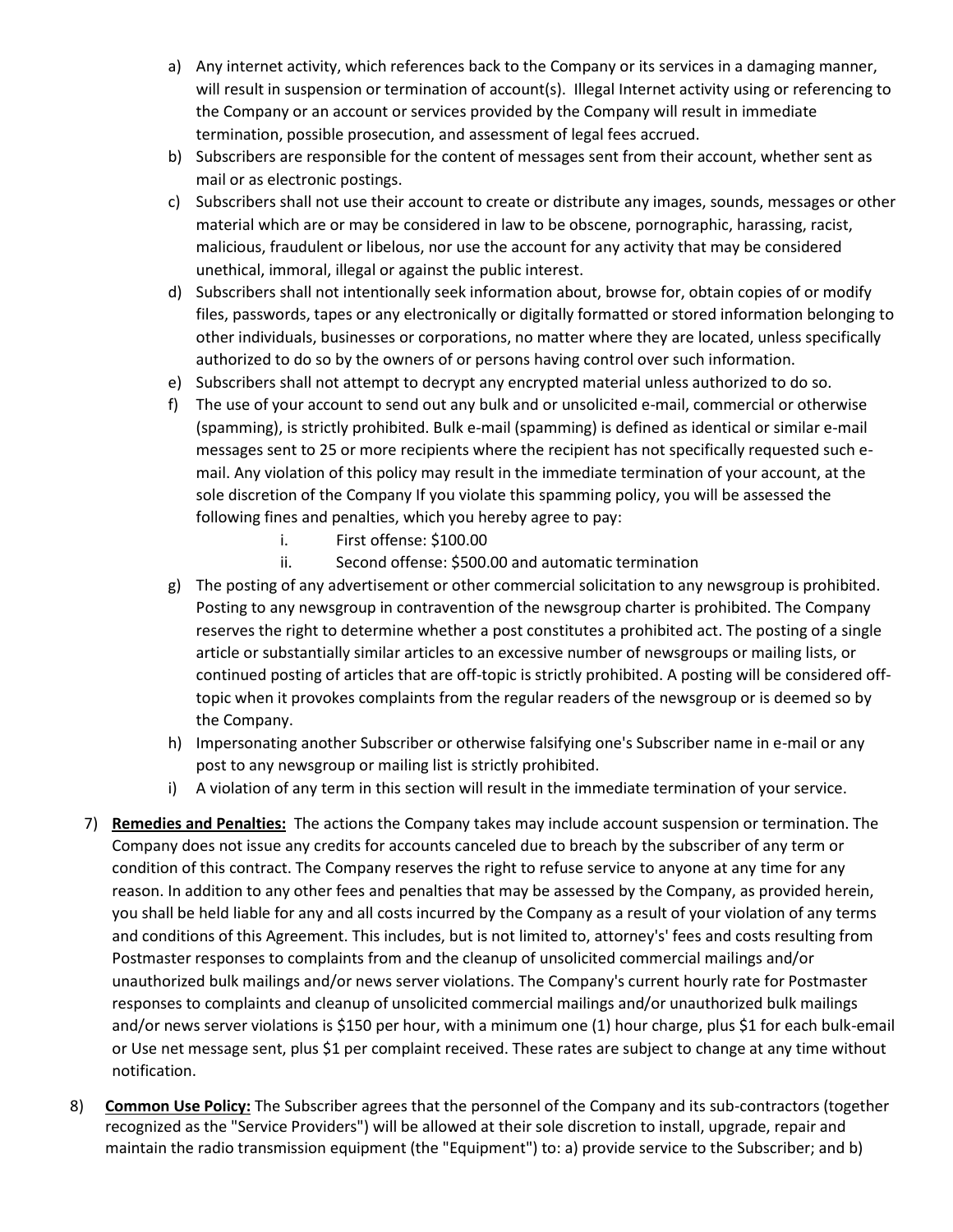a) Any internet activity, which references back to the Company or its services in a damaging manner, will result in suspension or termination of account(s). Illegal Internet activity using or referencing to the Company or an account or services provided by the Company will result in immediate termination, possible prosecution, and assessment of legal fees accrued.
b) Subscribers are responsible for the content of messages sent from their account, whether sent as mail or as electronic postings.
c) Subscribers shall not use their account to create or distribute any images, sounds, messages or other material which are or may be considered in law to be obscene, pornographic, harassing, racist, malicious, fraudulent or libelous, nor use the account for any activity that may be considered unethical, immoral, illegal or against the public interest.
d) Subscribers shall not intentionally seek information about, browse for, obtain copies of or modify files, passwords, tapes or any electronically or digitally formatted or stored information belonging to other individuals, businesses or corporations, no matter where they are located, unless specifically authorized to do so by the owners of or persons having control over such information.
e) Subscribers shall not attempt to decrypt any encrypted material unless authorized to do so.
f) The use of your account to send out any bulk and or unsolicited e-mail, commercial or otherwise (spamming), is strictly prohibited. Bulk e-mail (spamming) is defined as identical or similar e-mail messages sent to 25 or more recipients where the recipient has not specifically requested such e-mail. Any violation of this policy may result in the immediate termination of your account, at the sole discretion of the Company If you violate this spamming policy, you will be assessed the following fines and penalties, which you hereby agree to pay:
    i. First offense: $100.00
    ii. Second offense: $500.00 and automatic termination
g) The posting of any advertisement or other commercial solicitation to any newsgroup is prohibited. Posting to any newsgroup in contravention of the newsgroup charter is prohibited. The Company reserves the right to determine whether a post constitutes a prohibited act. The posting of a single article or substantially similar articles to an excessive number of newsgroups or mailing lists, or continued posting of articles that are off-topic is strictly prohibited. A posting will be considered off-topic when it provokes complaints from the regular readers of the newsgroup or is deemed so by the Company.
h) Impersonating another Subscriber or otherwise falsifying one's Subscriber name in e-mail or any post to any newsgroup or mailing list is strictly prohibited.
i) A violation of any term in this section will result in the immediate termination of your service.

7) **Remedies and Penalties:** The actions the Company takes may include account suspension or termination. The Company does not issue any credits for accounts canceled due to breach by the subscriber of any term or condition of this contract. The Company reserves the right to refuse service to anyone at any time for any reason. In addition to any other fees and penalties that may be assessed by the Company, as provided herein, you shall be held liable for any and all costs incurred by the Company as a result of your violation of any terms and conditions of this Agreement. This includes, but is not limited to, attorney's' fees and costs resulting from Postmaster responses to complaints from and the cleanup of unsolicited commercial mailings and/or unauthorized bulk mailings and/or news server violations. The Company's current hourly rate for Postmaster responses to complaints and cleanup of unsolicited commercial mailings and/or unauthorized bulk mailings and/or news server violations is $150 per hour, with a minimum one (1) hour charge, plus $1 for each bulk-email or Use net message sent, plus $1 per complaint received. These rates are subject to change at any time without notification.

8) **Common Use Policy:** The Subscriber agrees that the personnel of the Company and its sub-contractors (together recognized as the "Service Providers") will be allowed at their sole discretion to install, upgrade, repair and maintain the radio transmission equipment (the "Equipment") to: a) provide service to the Subscriber; and b)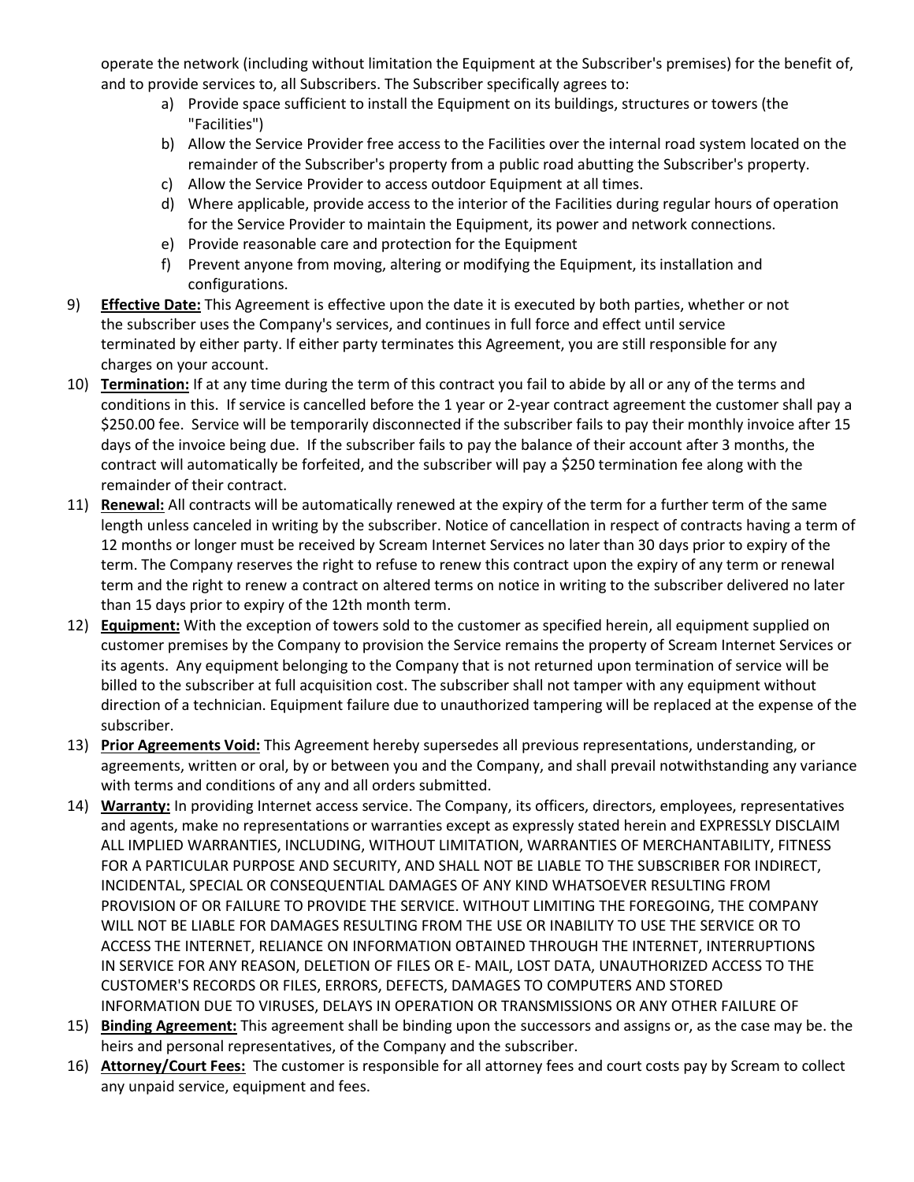operate the network (including without limitation the Equipment at the Subscriber's premises) for the benefit of, and to provide services to, all Subscribers. The Subscriber specifically agrees to:

a) Provide space sufficient to install the Equipment on its buildings, structures or towers (the "Facilities")
b) Allow the Service Provider free access to the Facilities over the internal road system located on the remainder of the Subscriber's property from a public road abutting the Subscriber's property.
c) Allow the Service Provider to access outdoor Equipment at all times.
d) Where applicable, provide access to the interior of the Facilities during regular hours of operation for the Service Provider to maintain the Equipment, its power and network connections.
e) Provide reasonable care and protection for the Equipment
f) Prevent anyone from moving, altering or modifying the Equipment, its installation and configurations.

9) **Effective Date:** This Agreement is effective upon the date it is executed by both parties, whether or not the subscriber uses the Company's services, and continues in full force and effect until service terminated by either party. If either party terminates this Agreement, you are still responsible for any charges on your account.

10) **Termination:** If at any time during the term of this contract you fail to abide by all or any of the terms and conditions in this. If service is cancelled before the 1 year or 2-year contract agreement the customer shall pay a $250.00 fee. Service will be temporarily disconnected if the subscriber fails to pay their monthly invoice after 15 days of the invoice being due. If the subscriber fails to pay the balance of their account after 3 months, the contract will automatically be forfeited, and the subscriber will pay a $250 termination fee along with the remainder of their contract.

11) **Renewal:** All contracts will be automatically renewed at the expiry of the term for a further term of the same length unless canceled in writing by the subscriber. Notice of cancellation in respect of contracts having a term of 12 months or longer must be received by Scream Internet Services no later than 30 days prior to expiry of the term. The Company reserves the right to refuse to renew this contract upon the expiry of any term or renewal term and the right to renew a contract on altered terms on notice in writing to the subscriber delivered no later than 15 days prior to expiry of the 12th month term.

12) **Equipment:** With the exception of towers sold to the customer as specified herein, all equipment supplied on customer premises by the Company to provision the Service remains the property of Scream Internet Services or its agents. Any equipment belonging to the Company that is not returned upon termination of service will be billed to the subscriber at full acquisition cost. The subscriber shall not tamper with any equipment without direction of a technician. Equipment failure due to unauthorized tampering will be replaced at the expense of the subscriber.

13) **Prior Agreements Void:** This Agreement hereby supersedes all previous representations, understanding, or agreements, written or oral, by or between you and the Company, and shall prevail notwithstanding any variance with terms and conditions of any and all orders submitted.

14) **Warranty:** In providing Internet access service. The Company, its officers, directors, employees, representatives and agents, make no representations or warranties except as expressly stated herein and EXPRESSLY DISCLAIM ALL IMPLIED WARRANTIES, INCLUDING, WITHOUT LIMITATION, WARRANTIES OF MERCHANTABILITY, FITNESS FOR A PARTICULAR PURPOSE AND SECURITY, AND SHALL NOT BE LIABLE TO THE SUBSCRIBER FOR INDIRECT, INCIDENTAL, SPECIAL OR CONSEQUENTIAL DAMAGES OF ANY KIND WHATSOEVER RESULTING FROM PROVISION OF OR FAILURE TO PROVIDE THE SERVICE. WITHOUT LIMITING THE FOREGOING, THE COMPANY WILL NOT BE LIABLE FOR DAMAGES RESULTING FROM THE USE OR INABILITY TO USE THE SERVICE OR TO ACCESS THE INTERNET, RELIANCE ON INFORMATION OBTAINED THROUGH THE INTERNET, INTERRUPTIONS IN SERVICE FOR ANY REASON, DELETION OF FILES OR E- MAIL, LOST DATA, UNAUTHORIZED ACCESS TO THE CUSTOMER'S RECORDS OR FILES, ERRORS, DEFECTS, DAMAGES TO COMPUTERS AND STORED INFORMATION DUE TO VIRUSES, DELAYS IN OPERATION OR TRANSMISSIONS OR ANY OTHER FAILURE OF

15) **Binding Agreement:** This agreement shall be binding upon the successors and assigns or, as the case may be. the heirs and personal representatives, of the Company and the subscriber.

16) **Attorney/Court Fees:** The customer is responsible for all attorney fees and court costs pay by Scream to collect any unpaid service, equipment and fees.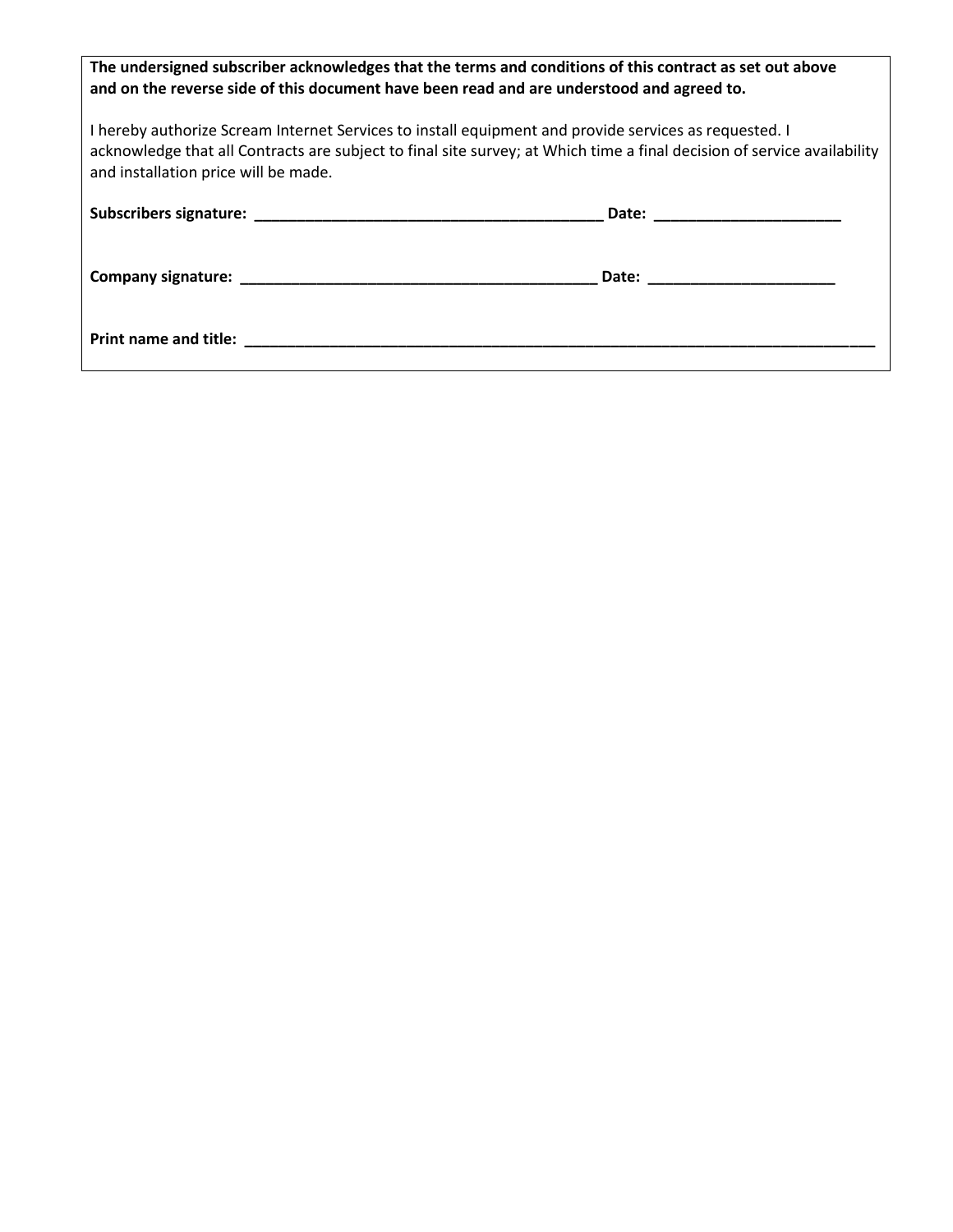**The undersigned subscriber acknowledges that the terms and conditions of this contract as set out above and on the reverse side of this document have been read and are understood and agreed to.**

I hereby authorize Scream Internet Services to install equipment and provide services as requested. I acknowledge that all Contracts are subject to final site survey; at Which time a final decision of service availability and installation price will be made.

**Subscribers signature: ___________________________________________ Date: ______________________**

**Company signature: ___________________________________________ Date: ______________________**

**Print name and title: _______________________________________________________________________________**